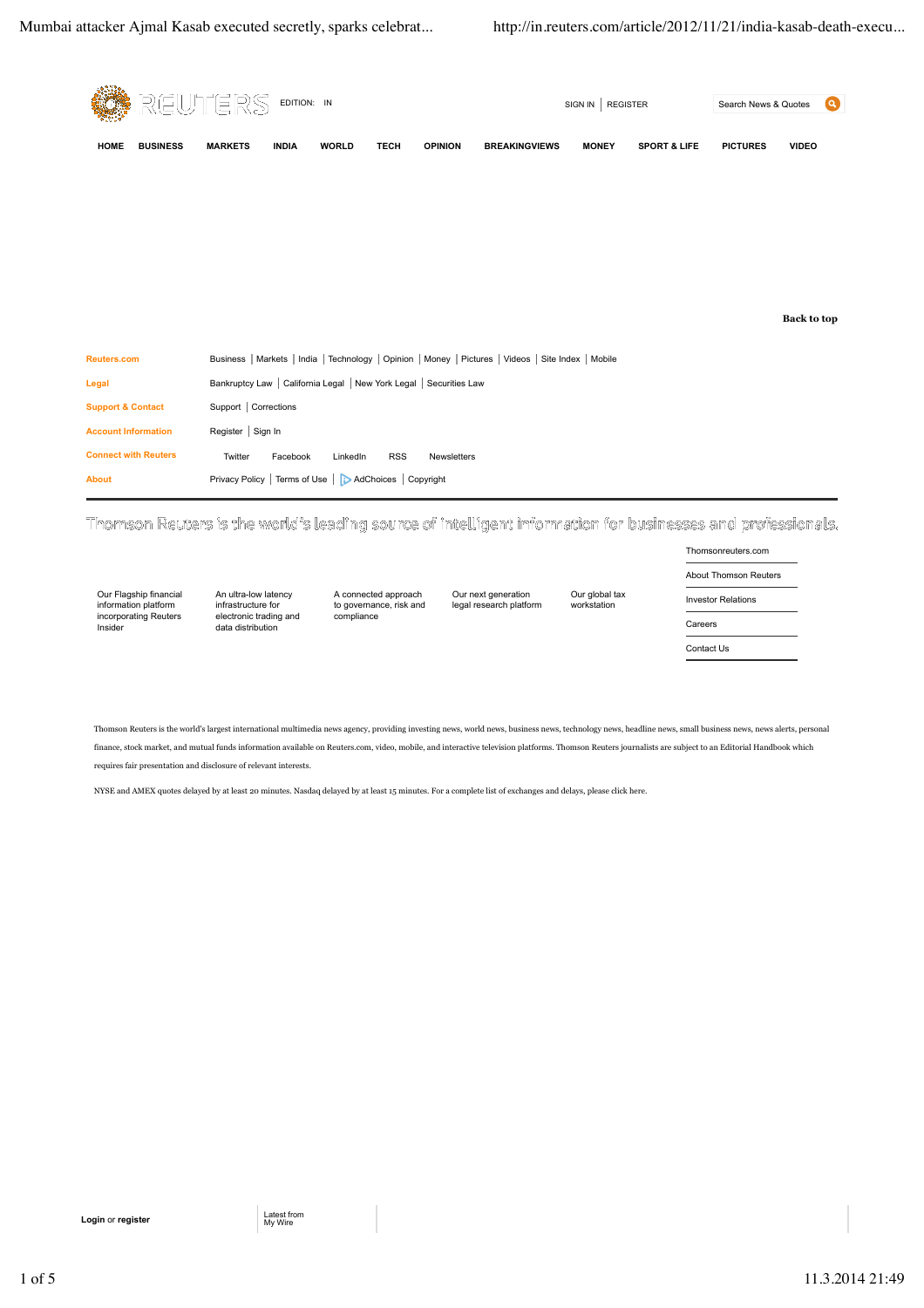REUTERS EDITION: IN

SIGN IN | REGISTER

Search News & Quotes

HOME BUSINESS MARKETS INDIA WORLD TECH OPINION BREAKINGVIEWS MONEY SPORT & LIFE PICTURES VIDEO

**Back to top**

| | |
|---|---|
| **Reuters.com** | Business \| Markets \| India \| Technology \| Opinion \| Money \| Pictures \| Videos \| Site Index \| Mobile |
| **Legal** | Bankruptcy Law \| California Legal \| New York Legal \| Securities Law |
| **Support & Contact** | Support \| Corrections |
| **Account Information** | Register \| Sign In |
| **Connect with Reuters** | Twitter Facebook LinkedIn RSS Newsletters |
| **About** | Privacy Policy \| Terms of Use \| AdChoices \| Copyright |

Thomson Reuters is the world's leading source of intelligent information for businesses and professionals.

Our Flagship financial information platform incorporating Reuters Insider

An ultra-low latency infrastructure for electronic trading and data distribution

A connected approach to governance, risk and compliance

Our next generation legal research platform

Our global tax workstation

- Thomsonreuters.com
- About Thomson Reuters
- Investor Relations
- Careers
- Contact Us

Thomson Reuters is the world's largest international multimedia news agency, providing investing news, world news, business news, technology news, headline news, small business news, news alerts, personal finance, stock market, and mutual funds information available on Reuters.com, video, mobile, and interactive television platforms. Thomson Reuters journalists are subject to an Editorial Handbook which requires fair presentation and disclosure of relevant interests.

NYSE and AMEX quotes delayed by at least 20 minutes. Nasdaq delayed by at least 15 minutes. For a complete list of exchanges and delays, please click here.

**Login** or **register**

Latest from My Wire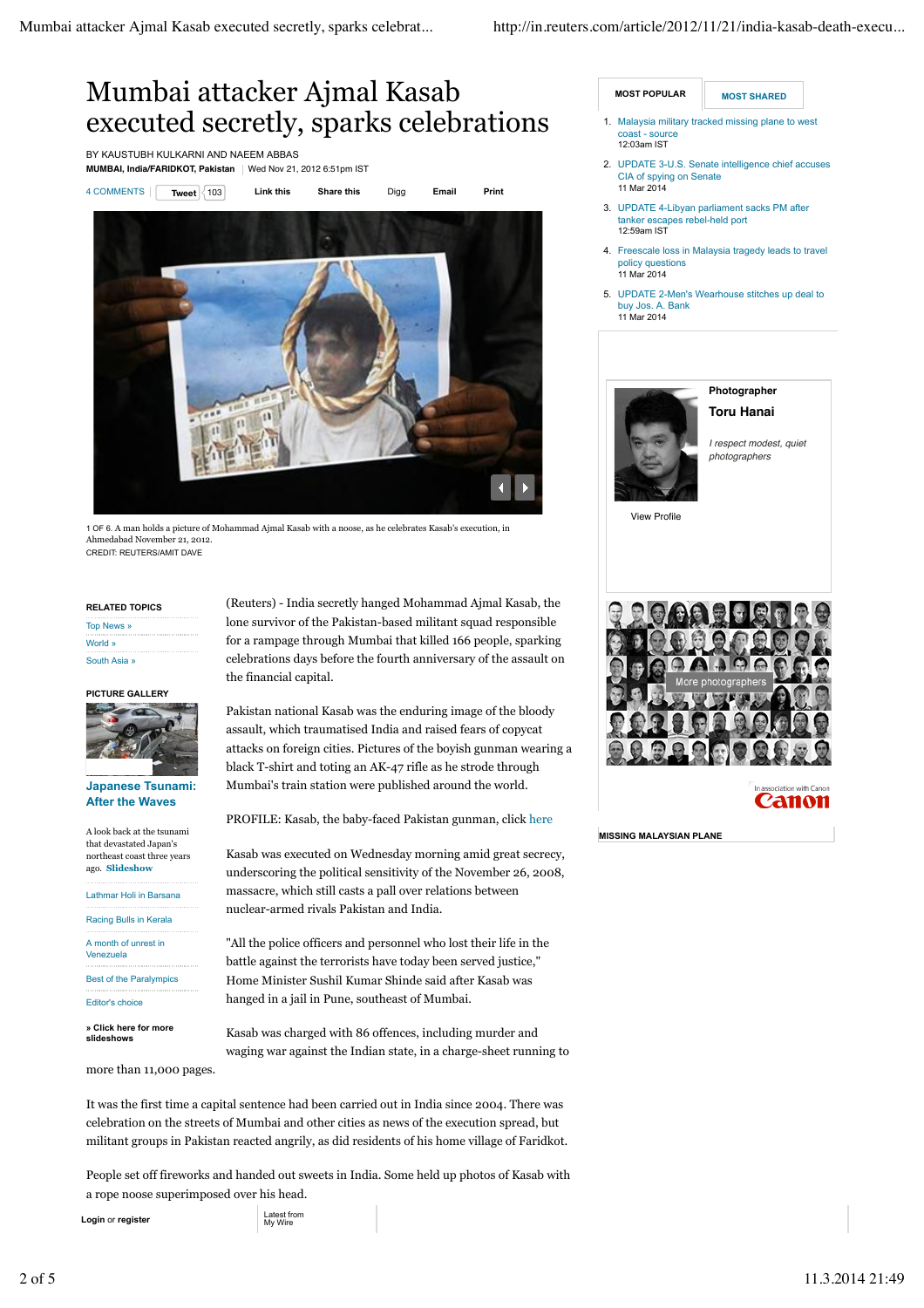# Mumbai attacker Ajmal Kasab executed secretly, sparks celebrations

BY KAUSTUBH KULKARNI AND NAEEM ABBAS

**MUMBAI, India/FARIDKOT, Pakistan** | Wed Nov 21, 2012 6:51pm IST

4 COMMENTS | Tweet 103 | Link this | Share this | Digg | Email | Print

1 OF 6. A man holds a picture of Mohammad Ajmal Kasab with a noose, as he celebrates Kasab's execution, in Ahmedabad November 21, 2012.
CREDIT: REUTERS/AMIT DAVE

(Reuters) - India secretly hanged Mohammad Ajmal Kasab, the lone survivor of the Pakistan-based militant squad responsible for a rampage through Mumbai that killed 166 people, sparking celebrations days before the fourth anniversary of the assault on the financial capital.

Pakistan national Kasab was the enduring image of the bloody assault, which traumatised India and raised fears of copycat attacks on foreign cities. Pictures of the boyish gunman wearing a black T-shirt and toting an AK-47 rifle as he strode through Mumbai's train station were published around the world.

PROFILE: Kasab, the baby-faced Pakistan gunman, click here

Kasab was executed on Wednesday morning amid great secrecy, underscoring the political sensitivity of the November 26, 2008, massacre, which still casts a pall over relations between nuclear-armed rivals Pakistan and India.

"All the police officers and personnel who lost their life in the battle against the terrorists have today been served justice," Home Minister Sushil Kumar Shinde said after Kasab was hanged in a jail in Pune, southeast of Mumbai.

Kasab was charged with 86 offences, including murder and waging war against the Indian state, in a charge-sheet running to more than 11,000 pages.

It was the first time a capital sentence had been carried out in India since 2004. There was celebration on the streets of Mumbai and other cities as news of the execution spread, but militant groups in Pakistan reacted angrily, as did residents of his home village of Faridkot.

People set off fireworks and handed out sweets in India. Some held up photos of Kasab with a rope noose superimposed over his head.

**RELATED TOPICS**

- Top News »
- World »
- South Asia »

**PICTURE GALLERY**

**Japanese Tsunami: After the Waves**

A look back at the tsunami that devastated Japan's northeast coast three years ago. **Slideshow**

- Lathmar Holi in Barsana
- Racing Bulls in Kerala
- A month of unrest in Venezuela
- Best of the Paralympics
- Editor's choice

**» Click here for more slideshows**

**MOST POPULAR** | **MOST SHARED**

1. Malaysia military tracked missing plane to west coast - source
   12:03am IST
2. UPDATE 3-U.S. Senate intelligence chief accuses CIA of spying on Senate
   11 Mar 2014
3. UPDATE 4-Libyan parliament sacks PM after tanker escapes rebel-held port
   12:59am IST
4. Freescale loss in Malaysia tragedy leads to travel policy questions
   11 Mar 2014
5. UPDATE 2-Men's Wearhouse stitches up deal to buy Jos. A. Bank
   11 Mar 2014

**Photographer**
**Toru Hanai**
*I respect modest, quiet photographers*
View Profile

More photographers

In association with Canon

**MISSING MALAYSIAN PLANE**

**Login** or **register**

Latest from My Wire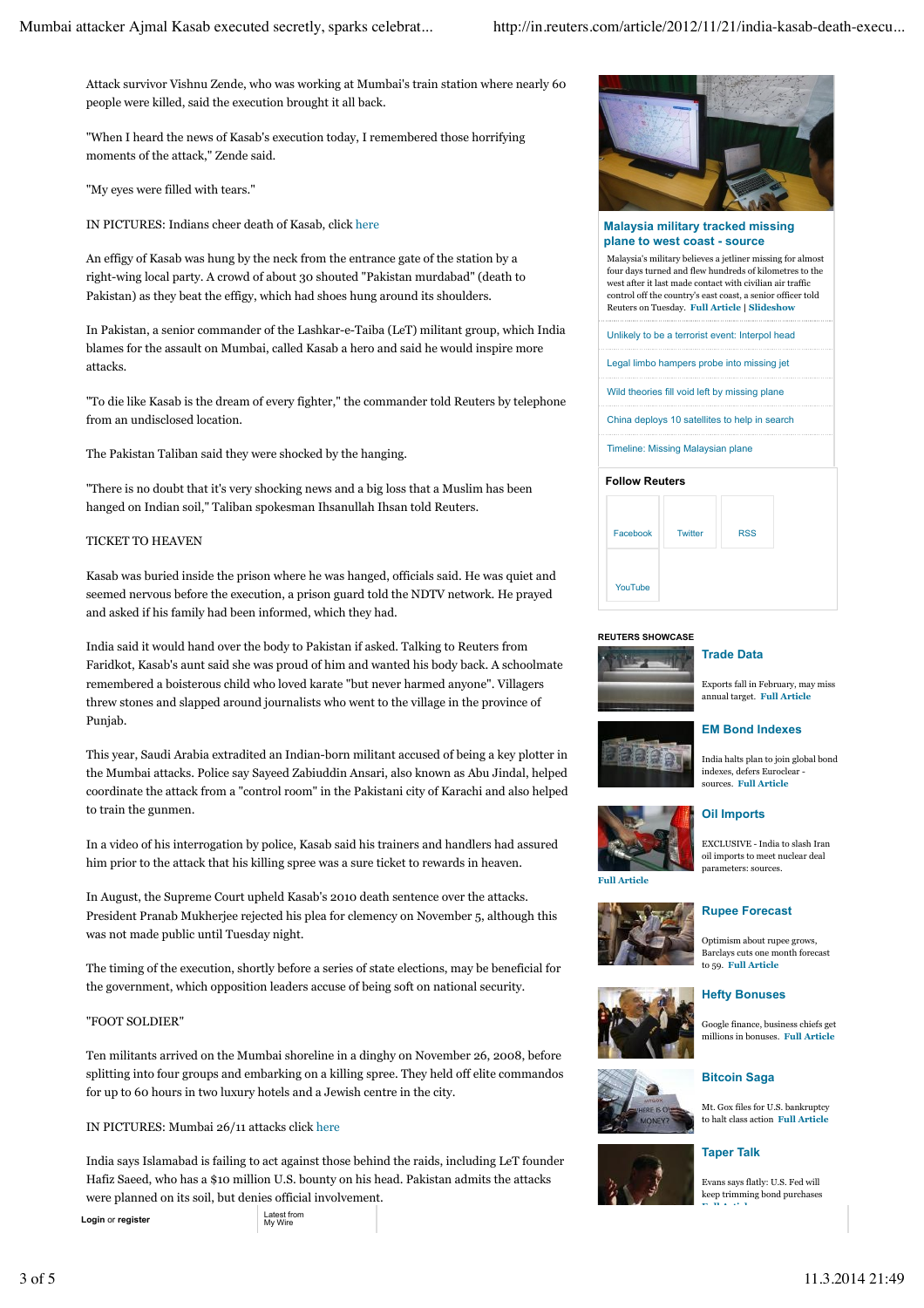Attack survivor Vishnu Zende, who was working at Mumbai's train station where nearly 60 people were killed, said the execution brought it all back.

"When I heard the news of Kasab's execution today, I remembered those horrifying moments of the attack," Zende said.

"My eyes were filled with tears."

IN PICTURES: Indians cheer death of Kasab, click here

An effigy of Kasab was hung by the neck from the entrance gate of the station by a right-wing local party. A crowd of about 30 shouted "Pakistan murdabad" (death to Pakistan) as they beat the effigy, which had shoes hung around its shoulders.

In Pakistan, a senior commander of the Lashkar-e-Taiba (LeT) militant group, which India blames for the assault on Mumbai, called Kasab a hero and said he would inspire more attacks.

"To die like Kasab is the dream of every fighter," the commander told Reuters by telephone from an undisclosed location.

The Pakistan Taliban said they were shocked by the hanging.

"There is no doubt that it's very shocking news and a big loss that a Muslim has been hanged on Indian soil," Taliban spokesman Ihsanullah Ihsan told Reuters.

TICKET TO HEAVEN

Kasab was buried inside the prison where he was hanged, officials said. He was quiet and seemed nervous before the execution, a prison guard told the NDTV network. He prayed and asked if his family had been informed, which they had.

India said it would hand over the body to Pakistan if asked. Talking to Reuters from Faridkot, Kasab's aunt said she was proud of him and wanted his body back. A schoolmate remembered a boisterous child who loved karate "but never harmed anyone". Villagers threw stones and slapped around journalists who went to the village in the province of Punjab.

This year, Saudi Arabia extradited an Indian-born militant accused of being a key plotter in the Mumbai attacks. Police say Sayeed Zabiuddin Ansari, also known as Abu Jindal, helped coordinate the attack from a "control room" in the Pakistani city of Karachi and also helped to train the gunmen.

In a video of his interrogation by police, Kasab said his trainers and handlers had assured him prior to the attack that his killing spree was a sure ticket to rewards in heaven.

In August, the Supreme Court upheld Kasab's 2010 death sentence over the attacks. President Pranab Mukherjee rejected his plea for clemency on November 5, although this was not made public until Tuesday night.

The timing of the execution, shortly before a series of state elections, may be beneficial for the government, which opposition leaders accuse of being soft on national security.

"FOOT SOLDIER"

Ten militants arrived on the Mumbai shoreline in a dinghy on November 26, 2008, before splitting into four groups and embarking on a killing spree. They held off elite commandos for up to 60 hours in two luxury hotels and a Jewish centre in the city.

IN PICTURES: Mumbai 26/11 attacks click here

India says Islamabad is failing to act against those behind the raids, including LeT founder Hafiz Saeed, who has a $10 million U.S. bounty on his head. Pakistan admits the attacks were planned on its soil, but denies official involvement.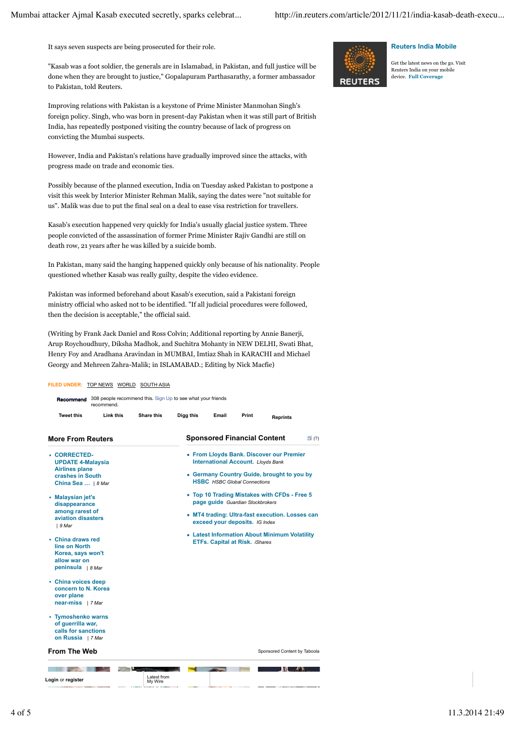It says seven suspects are being prosecuted for their role.

"Kasab was a foot soldier, the generals are in Islamabad, in Pakistan, and full justice will be done when they are brought to justice," Gopalapuram Parthasarathy, a former ambassador to Pakistan, told Reuters.

Improving relations with Pakistan is a keystone of Prime Minister Manmohan Singh's foreign policy. Singh, who was born in present-day Pakistan when it was still part of British India, has repeatedly postponed visiting the country because of lack of progress on convicting the Mumbai suspects.

However, India and Pakistan's relations have gradually improved since the attacks, with progress made on trade and economic ties.

Possibly because of the planned execution, India on Tuesday asked Pakistan to postpone a visit this week by Interior Minister Rehman Malik, saying the dates were "not suitable for us". Malik was due to put the final seal on a deal to ease visa restriction for travellers.

Kasab's execution happened very quickly for India's usually glacial justice system. Three people convicted of the assassination of former Prime Minister Rajiv Gandhi are still on death row, 21 years after he was killed by a suicide bomb.

In Pakistan, many said the hanging happened quickly only because of his nationality. People questioned whether Kasab was really guilty, despite the video evidence.

Pakistan was informed beforehand about Kasab's execution, said a Pakistani foreign ministry official who asked not to be identified. "If all judicial procedures were followed, then the decision is acceptable," the official said.

(Writing by Frank Jack Daniel and Ross Colvin; Additional reporting by Annie Banerji, Arup Roychoudhury, Diksha Madhok, and Suchitra Mohanty in NEW DELHI, Swati Bhat, Henry Foy and Aradhana Aravindan in MUMBAI, Imtiaz Shah in KARACHI and Michael Georgy and Mehreen Zahra-Malik; in ISLAMABAD.; Editing by Nick Macfie)

FILED UNDER: TOP NEWS WORLD SOUTH ASIA

**Recommend** 308 people recommend this. Sign Up to see what your friends recommend.

Tweet this | Link this | Share this | Digg this | Email | Print | Reprints

## More From Reuters

- **CORRECTED-UPDATE 4-Malaysia Airlines plane crashes in South China Sea ...** | *8 Mar*
- **Malaysian jet's disappearance among rarest of aviation disasters** | *9 Mar*
- **China draws red line on North Korea, says won't allow war on peninsula** | *8 Mar*
- **China voices deep concern to N. Korea over plane near-miss** | *7 Mar*
- **Tymoshenko warns of guerrilla war, calls for sanctions on Russia** | *7 Mar*

## Sponsored Financial Content

- **From Lloyds Bank. Discover our Premier International Account.** *Lloyds Bank*
- **Germany Country Guide, brought to you by HSBC** *HSBC Global Connections*
- **Top 10 Trading Mistakes with CFDs - Free 5 page guide** *Guardian Stockbrokers*
- **MT4 trading: Ultra-fast execution. Losses can exceed your deposits.** *IG Index*
- **Latest Information About Minimum Volatility ETFs. Capital at Risk.** *iShares*

## Reuters India Mobile

Get the latest news on the go. Visit Reuters India on your mobile device. **Full Coverage**

## From The Web

Sponsored Content by Taboola

Login or register

Latest from My Wire